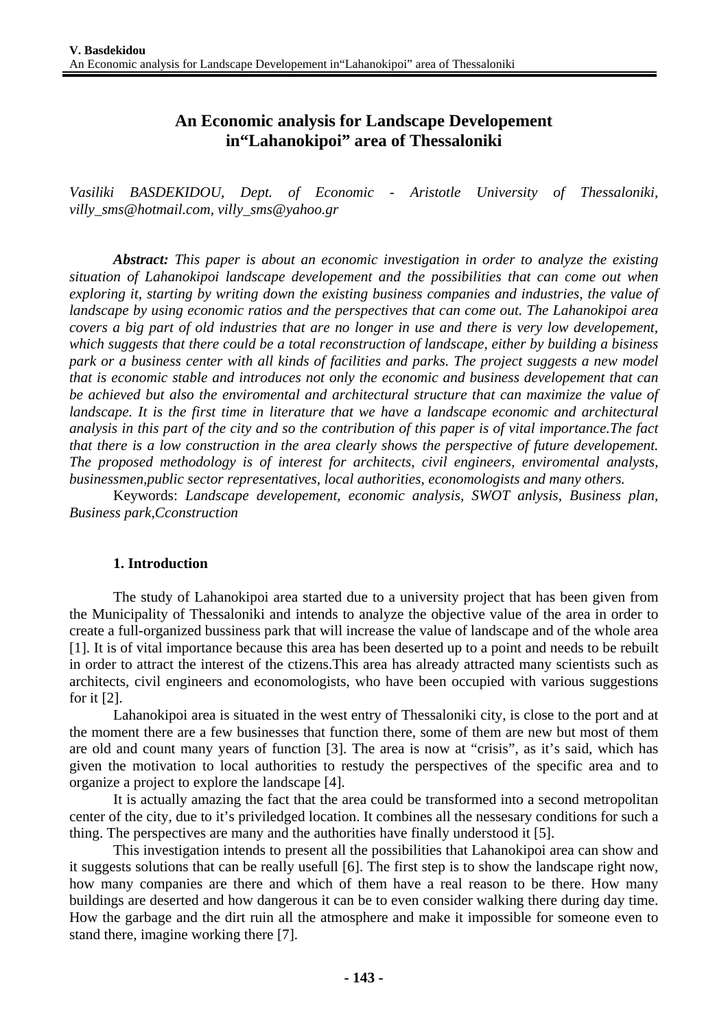# An Economic analysis for Landscape Developement in“Lahanokipoi” area of Thessaloniki

*Vasiliki BASDEKIDOU, Dept. of Economic - Aristotle University of Thessaloniki, villy_sms@hotmail.com, villy_sms@yahoo.gr*

***Abstract:*** *This paper is about an economic investigation in order to analyze the existing situation of Lahanokipoi landscape developement and the possibilities that can come out when exploring it, starting by writing down the existing business companies and industries, the value of landscape by using economic ratios and the perspectives that can come out. The Lahanokipoi area covers a big part of old industries that are no longer in use and there is very low developement, which suggests that there could be a total reconstruction of landscape, either by building a bisiness park or a business center with all kinds of facilities and parks. The project suggests a new model that is economic stable and introduces not only the economic and business developement that can be achieved but also the enviromental and architectural structure that can maximize the value of landscape. It is the first time in literature that we have a landscape economic and architectural analysis in this part of the city and so the contribution of this paper is of vital importance.The fact that there is a low construction in the area clearly shows the perspective of future developement. The proposed methodology is of interest for architects, civil engineers, enviromental analysts, businessmen,public sector representatives, local authorities, economologists and many others.*

Keywords: *Landscape developement, economic analysis, SWOT anlysis, Business plan, Business park,Cconstruction*

## 1. Introduction

The study of Lahanokipoi area started due to a university project that has been given from the Municipality of Thessaloniki and intends to analyze the objective value of the area in order to create a full-organized bussiness park that will increase the value of landscape and of the whole area [1]. It is of vital importance because this area has been deserted up to a point and needs to be rebuilt in order to attract the interest of the ctizens.This area has already attracted many scientists such as architects, civil engineers and economologists, who have been occupied with various suggestions for it [2].

Lahanokipoi area is situated in the west entry of Thessaloniki city, is close to the port and at the moment there are a few businesses that function there, some of them are new but most of them are old and count many years of function [3]. The area is now at “crisis”, as it’s said, which has given the motivation to local authorities to restudy the perspectives of the specific area and to organize a project to explore the landscape [4].

It is actually amazing the fact that the area could be transformed into a second metropolitan center of the city, due to it’s priviledged location. It combines all the nessesary conditions for such a thing. The perspectives are many and the authorities have finally understood it [5].

This investigation intends to present all the possibilities that Lahanokipoi area can show and it suggests solutions that can be really usefull [6]. The first step is to show the landscape right now, how many companies are there and which of them have a real reason to be there. How many buildings are deserted and how dangerous it can be to even consider walking there during day time. How the garbage and the dirt ruin all the atmosphere and make it impossible for someone even to stand there, imagine working there [7].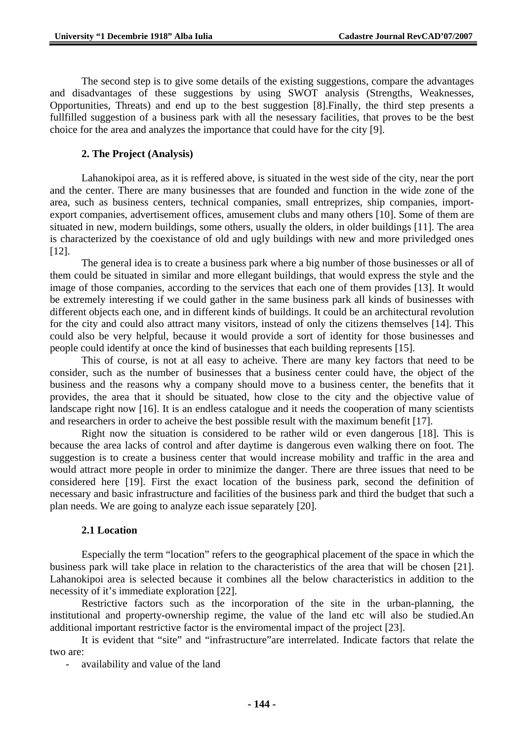The second step is to give some details of the existing suggestions, compare the advantages and disadvantages of these suggestions by using SWOT analysis (Strengths, Weaknesses, Opportunities, Threats) and end up to the best suggestion [8].Finally, the third step presents a fullfilled suggestion of a business park with all the nesessary facilities, that proves to be the best choice for the area and analyzes the importance that could have for the city [9].

## 2. The Project (Analysis)

Lahanokipoi area, as it is reffered above, is situated in the west side of the city, near the port and the center. There are many businesses that are founded and function in the wide zone of the area, such as business centers, technical companies, small entreprizes, ship companies, import-export companies, advertisement offices, amusement clubs and many others [10]. Some of them are situated in new, modern buildings, some others, usually the olders, in older buildings [11]. The area is characterized by the coexistance of old and ugly buildings with new and more priviledged ones [12].

The general idea is to create a business park where a big number of those businesses or all of them could be situated in similar and more ellegant buildings, that would express the style and the image of those companies, according to the services that each one of them provides [13]. It would be extremely interesting if we could gather in the same business park all kinds of businesses with different objects each one, and in different kinds of buildings. It could be an architectural revolution for the city and could also attract many visitors, instead of only the citizens themselves [14]. This could also be very helpful, because it would provide a sort of identity for those businesses and people could identify at once the kind of businesses that each building represents [15].

This of course, is not at all easy to acheive. There are many key factors that need to be consider, such as the number of businesses that a business center could have, the object of the business and the reasons why a company should move to a business center, the benefits that it provides, the area that it should be situated, how close to the city and the objective value of landscape right now [16]. It is an endless catalogue and it needs the cooperation of many scientists and researchers in order to acheive the best possible result with the maximum benefit [17].

Right now the situation is considered to be rather wild or even dangerous [18]. This is because the area lacks of control and after daytime is dangerous even walking there on foot. The suggestion is to create a business center that would increase mobility and traffic in the area and would attract more people in order to minimize the danger. There are three issues that need to be considered here [19]. First the exact location of the business park, second the definition of necessary and basic infrastructure and facilities of the business park and third the budget that such a plan needs. We are going to analyze each issue separately [20].

### 2.1 Location

Especially the term “location” refers to the geographical placement of the space in which the business park will take place in relation to the characteristics of the area that will be chosen [21]. Lahanokipoi area is selected because it combines all the below characteristics in addition to the necessity of it’s immediate exploration [22].

Restrictive factors such as the incorporation of the site in the urban-planning, the institutional and property-ownership regime, the value of the land etc will also be studied.An additional important restrictive factor is the enviromental impact of the project [23].

It is evident that “site” and “infrastructure”are interrelated. Indicate factors that relate the two are:

- availability and value of the land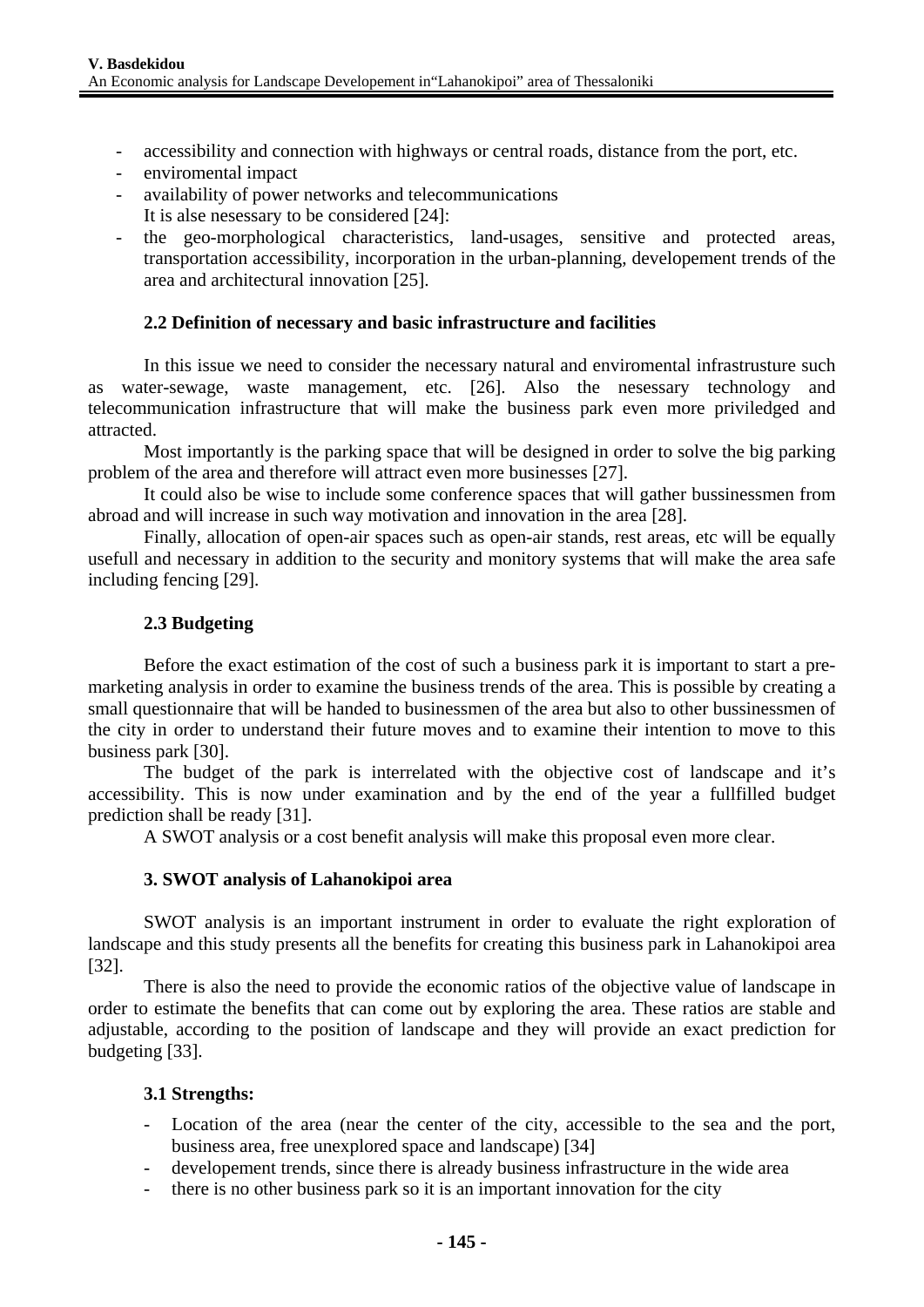- accessibility and connection with highways or central roads, distance from the port, etc.
- enviromental impact
- availability of power networks and telecommunications

  It is alse nesessary to be considered [24]:
- the geo-morphological characteristics, land-usages, sensitive and protected areas, transportation accessibility, incorporation in the urban-planning, developement trends of the area and architectural innovation [25].

### 2.2 Definition of necessary and basic infrastructure and facilities

In this issue we need to consider the necessary natural and enviromental infrastrusture such as water-sewage, waste management, etc. [26]. Also the nesessary technology and telecommunication infrastructure that will make the business park even more priviledged and attracted.

Most importantly is the parking space that will be designed in order to solve the big parking problem of the area and therefore will attract even more businesses [27].

It could also be wise to include some conference spaces that will gather bussinessmen from abroad and will increase in such way motivation and innovation in the area [28].

Finally, allocation of open-air spaces such as open-air stands, rest areas, etc will be equally usefull and necessary in addition to the security and monitory systems that will make the area safe including fencing [29].

### 2.3 Budgeting

Before the exact estimation of the cost of such a business park it is important to start a pre-marketing analysis in order to examine the business trends of the area. This is possible by creating a small questionnaire that will be handed to businessmen of the area but also to other bussinessmen of the city in order to understand their future moves and to examine their intention to move to this business park [30].

The budget of the park is interrelated with the objective cost of landscape and it's accessibility. This is now under examination and by the end of the year a fullfilled budget prediction shall be ready [31].

A SWOT analysis or a cost benefit analysis will make this proposal even more clear.

## 3. SWOT analysis of Lahanokipoi area

SWOT analysis is an important instrument in order to evaluate the right exploration of landscape and this study presents all the benefits for creating this business park in Lahanokipoi area [32].

There is also the need to provide the economic ratios of the objective value of landscape in order to estimate the benefits that can come out by exploring the area. These ratios are stable and adjustable, according to the position of landscape and they will provide an exact prediction for budgeting [33].

### 3.1 Strengths:

- Location of the area (near the center of the city, accessible to the sea and the port, business area, free unexplored space and landscape) [34]
- developement trends, since there is already business infrastructure in the wide area
- there is no other business park so it is an important innovation for the city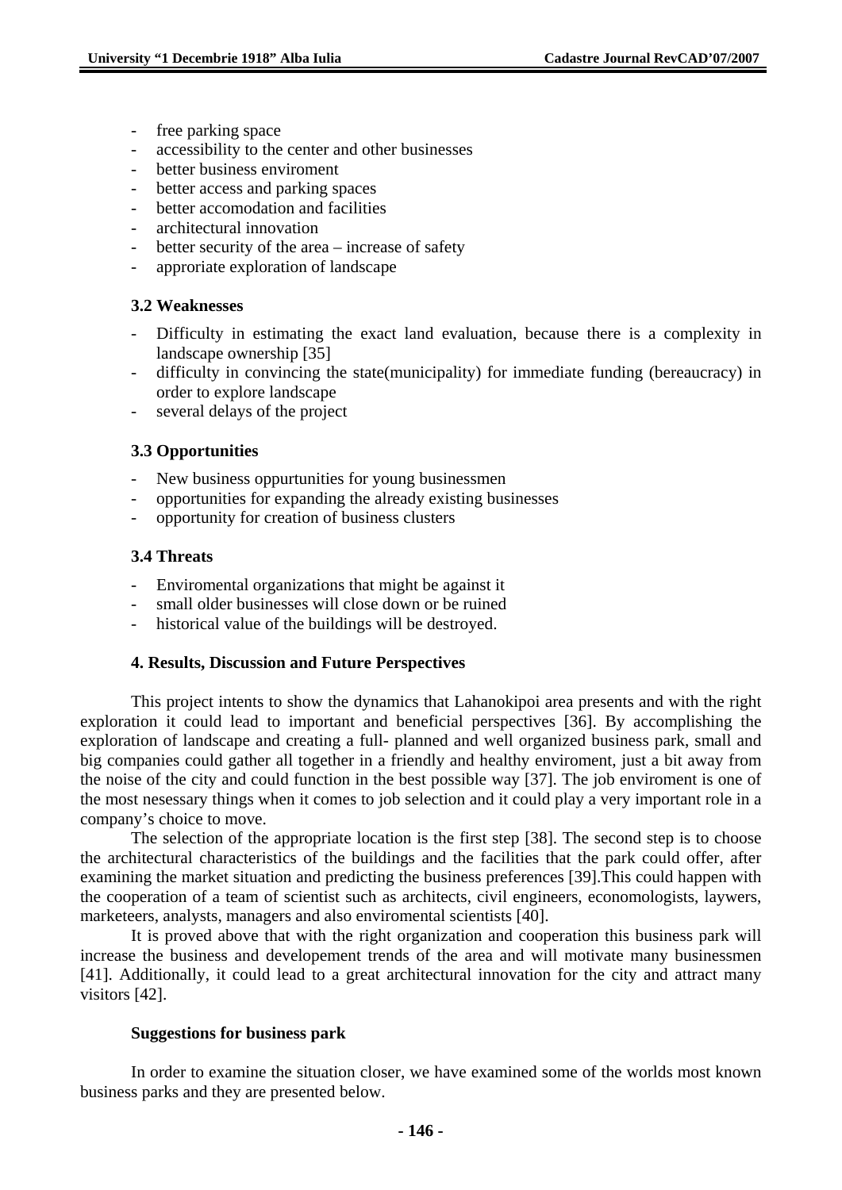- free parking space
- accessibility to the center and other businesses
- better business enviroment
- better access and parking spaces
- better accomodation and facilities
- architectural innovation
- better security of the area – increase of safety
- approriate exploration of landscape

### 3.2 Weaknesses

- Difficulty in estimating the exact land evaluation, because there is a complexity in landscape ownership [35]
- difficulty in convincing the state(municipality) for immediate funding (bereaucracy) in order to explore landscape
- several delays of the project

### 3.3 Opportunities

- New business oppurtunities for young businessmen
- opportunities for expanding the already existing businesses
- opportunity for creation of business clusters

### 3.4 Threats

- Enviromental organizations that might be against it
- small older businesses will close down or be ruined
- historical value of the buildings will be destroyed.

## 4. Results, Discussion and Future Perspectives

This project intents to show the dynamics that Lahanokipoi area presents and with the right exploration it could lead to important and beneficial perspectives [36]. By accomplishing the exploration of landscape and creating a full- planned and well organized business park, small and big companies could gather all together in a friendly and healthy enviroment, just a bit away from the noise of the city and could function in the best possible way [37]. The job enviroment is one of the most nesessary things when it comes to job selection and it could play a very important role in a company's choice to move.

The selection of the appropriate location is the first step [38]. The second step is to choose the architectural characteristics of the buildings and the facilities that the park could offer, after examining the market situation and predicting the business preferences [39].This could happen with the cooperation of a team of scientist such as architects, civil engineers, economologists, laywers, marketeers, analysts, managers and also enviromental scientists [40].

It is proved above that with the right organization and cooperation this business park will increase the business and developement trends of the area and will motivate many businessmen [41]. Additionally, it could lead to a great architectural innovation for the city and attract many visitors [42].

### Suggestions for business park

In order to examine the situation closer, we have examined some of the worlds most known business parks and they are presented below.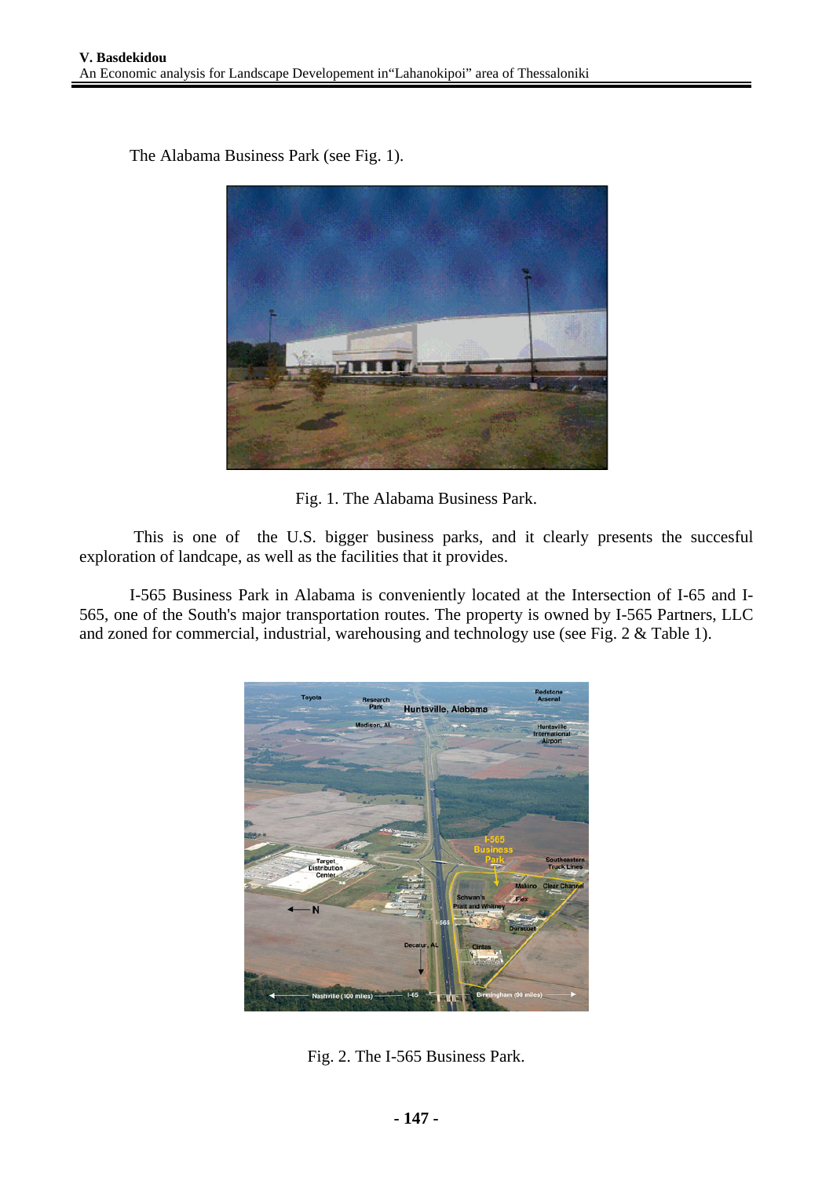The Alabama Business Park (see Fig. 1).

Fig. 1. The Alabama Business Park.

This is one of the U.S. bigger business parks, and it clearly presents the succesful exploration of landcape, as well as the facilities that it provides.

I-565 Business Park in Alabama is conveniently located at the Intersection of I-65 and I-565, one of the South's major transportation routes. The property is owned by I-565 Partners, LLC and zoned for commercial, industrial, warehousing and technology use (see Fig. 2 & Table 1).

Fig. 2. The I-565 Business Park.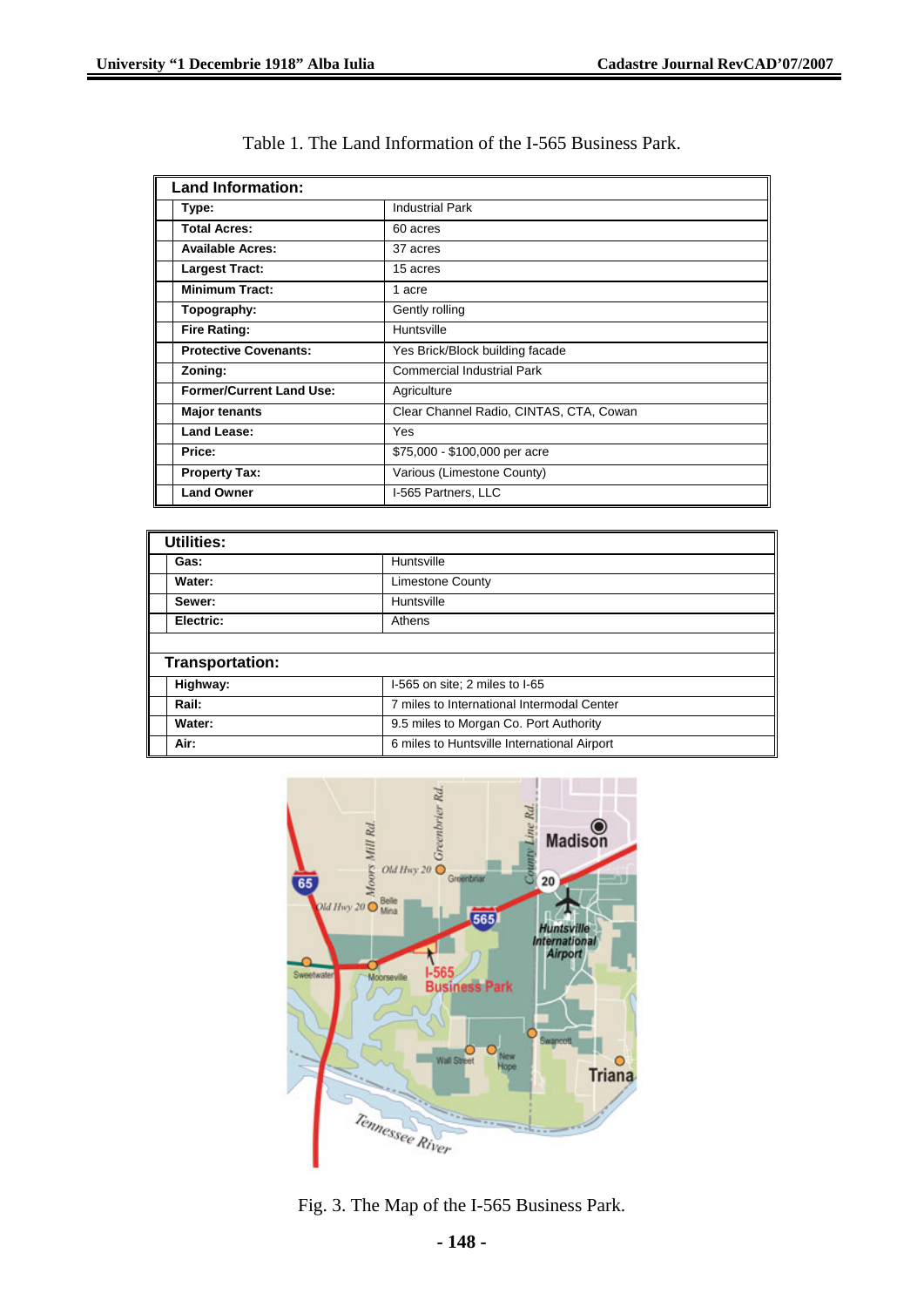Table 1. The Land Information of the I-565 Business Park.

| Land Information: | |
|---|---|
| Type: | Industrial Park |
| Total Acres: | 60 acres |
| Available Acres: | 37 acres |
| Largest Tract: | 15 acres |
| Minimum Tract: | 1 acre |
| Topography: | Gently rolling |
| Fire Rating: | Huntsville |
| Protective Covenants: | Yes Brick/Block building facade |
| Zoning: | Commercial Industrial Park |
| Former/Current Land Use: | Agriculture |
| Major tenants | Clear Channel Radio, CINTAS, CTA, Cowan |
| Land Lease: | Yes |
| Price: | $75,000 - $100,000 per acre |
| Property Tax: | Various (Limestone County) |
| Land Owner | I-565 Partners, LLC |

| Utilities: | |
|---|---|
| Gas: | Huntsville |
| Water: | Limestone County |
| Sewer: | Huntsville |
| Electric: | Athens |
| | |
| **Transportation:** | |
| Highway: | I-565 on site; 2 miles to I-65 |
| Rail: | 7 miles to International Intermodal Center |
| Water: | 9.5 miles to Morgan Co. Port Authority |
| Air: | 6 miles to Huntsville International Airport |

Fig. 3. The Map of the I-565 Business Park.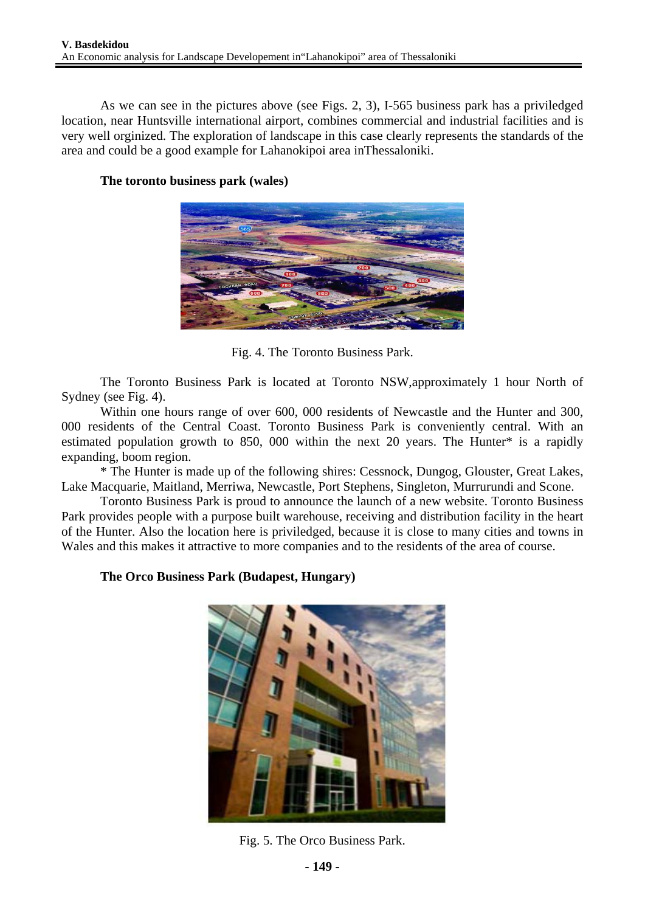As we can see in the pictures above (see Figs. 2, 3), I-565 business park has a priviledged location, near Huntsville international airport, combines commercial and industrial facilities and is very well orginized. The exploration of landscape in this case clearly represents the standards of the area and could be a good example for Lahanokipoi area inThessaloniki.

**The toronto business park (wales)**

Fig. 4. The Toronto Business Park.

The Toronto Business Park is located at Toronto NSW,approximately 1 hour North of Sydney (see Fig. 4).

Within one hours range of over 600, 000 residents of Newcastle and the Hunter and 300, 000 residents of the Central Coast. Toronto Business Park is conveniently central. With an estimated population growth to 850, 000 within the next 20 years. The Hunter* is a rapidly expanding, boom region.

* The Hunter is made up of the following shires: Cessnock, Dungog, Glouster, Great Lakes, Lake Macquarie, Maitland, Merriwa, Newcastle, Port Stephens, Singleton, Murrurundi and Scone.

Toronto Business Park is proud to announce the launch of a new website. Toronto Business Park provides people with a purpose built warehouse, receiving and distribution facility in the heart of the Hunter. Also the location here is priviledged, because it is close to many cities and towns in Wales and this makes it attractive to more companies and to the residents of the area of course.

**The Orco Business Park (Budapest, Hungary)**

Fig. 5. The Orco Business Park.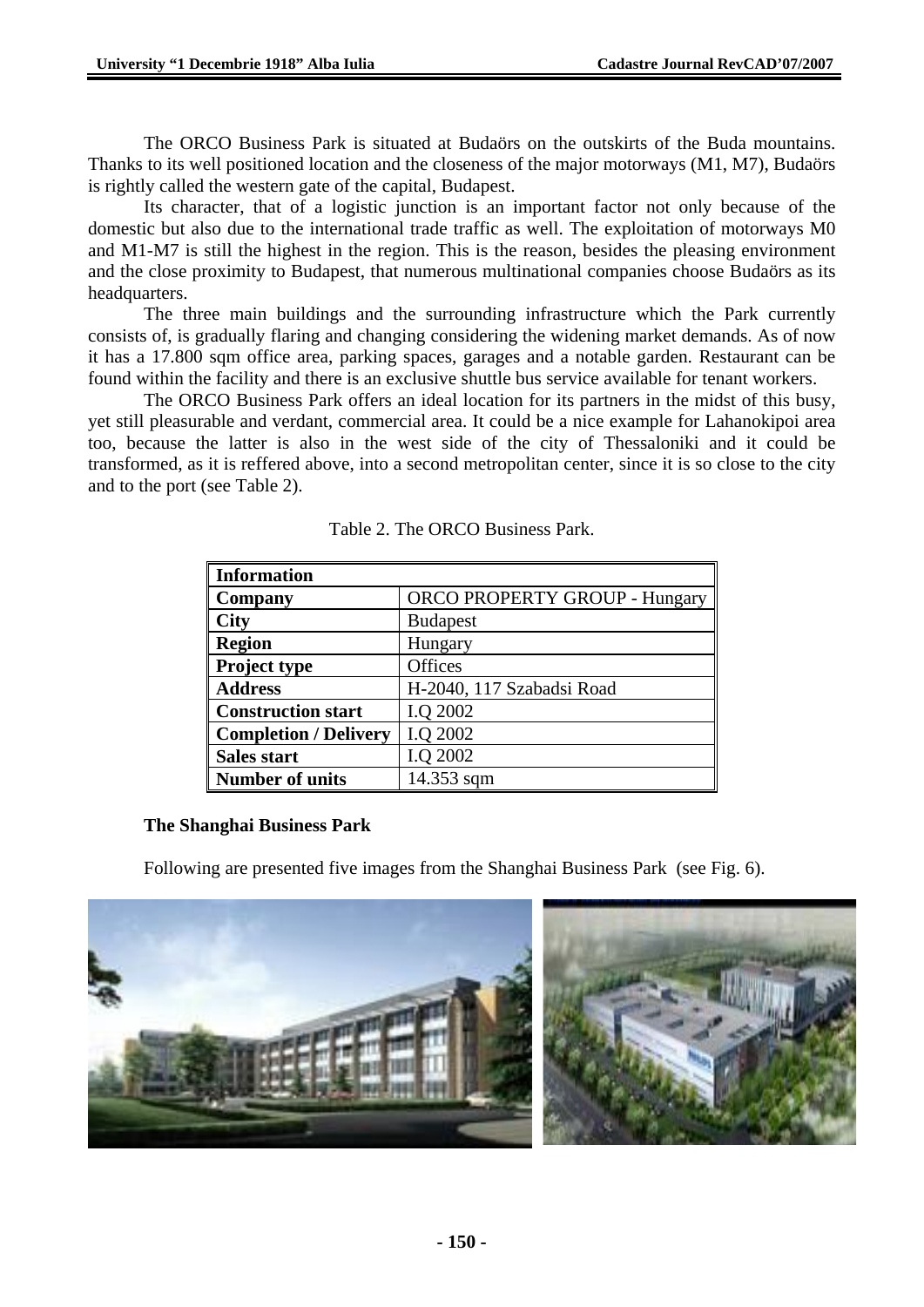The ORCO Business Park is situated at Budaörs on the outskirts of the Buda mountains. Thanks to its well positioned location and the closeness of the major motorways (M1, M7), Budaörs is rightly called the western gate of the capital, Budapest.

Its character, that of a logistic junction is an important factor not only because of the domestic but also due to the international trade traffic as well. The exploitation of motorways M0 and M1-M7 is still the highest in the region. This is the reason, besides the pleasing environment and the close proximity to Budapest, that numerous multinational companies choose Budaörs as its headquarters.

The three main buildings and the surrounding infrastructure which the Park currently consists of, is gradually flaring and changing considering the widening market demands. As of now it has a 17.800 sqm office area, parking spaces, garages and a notable garden. Restaurant can be found within the facility and there is an exclusive shuttle bus service available for tenant workers.

The ORCO Business Park offers an ideal location for its partners in the midst of this busy, yet still pleasurable and verdant, commercial area. It could be a nice example for Lahanokipoi area too, because the latter is also in the west side of the city of Thessaloniki and it could be transformed, as it is reffered above, into a second metropolitan center, since it is so close to the city and to the port (see Table 2).

Table 2. The ORCO Business Park.

| **Information** | |
|---|---|
| **Company** | ORCO PROPERTY GROUP - Hungary |
| **City** | Budapest |
| **Region** | Hungary |
| **Project type** | Offices |
| **Address** | H-2040, 117 Szabadsi Road |
| **Construction start** | I.Q 2002 |
| **Completion / Delivery** | I.Q 2002 |
| **Sales start** | I.Q 2002 |
| **Number of units** | 14.353 sqm |

**The Shanghai Business Park**

Following are presented five images from the Shanghai Business Park (see Fig. 6).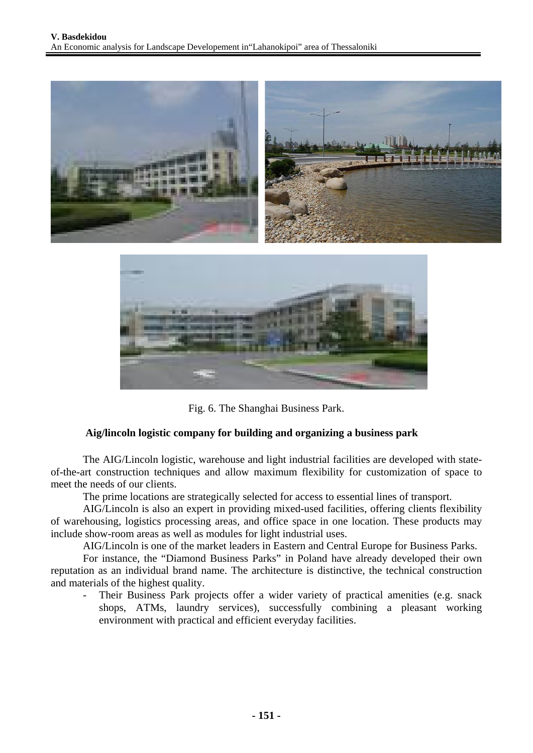Fig. 6. The Shanghai Business Park.

### Aig/lincoln logistic company for building and organizing a business park

The AIG/Lincoln logistic, warehouse and light industrial facilities are developed with state-of-the-art construction techniques and allow maximum flexibility for customization of space to meet the needs of our clients.

The prime locations are strategically selected for access to essential lines of transport.

AIG/Lincoln is also an expert in providing mixed-used facilities, offering clients flexibility of warehousing, logistics processing areas, and office space in one location. These products may include show-room areas as well as modules for light industrial uses.

AIG/Lincoln is one of the market leaders in Eastern and Central Europe for Business Parks.

For instance, the "Diamond Business Parks" in Poland have already developed their own reputation as an individual brand name. The architecture is distinctive, the technical construction and materials of the highest quality.

- Their Business Park projects offer a wider variety of practical amenities (e.g. snack shops, ATMs, laundry services), successfully combining a pleasant working environment with practical and efficient everyday facilities.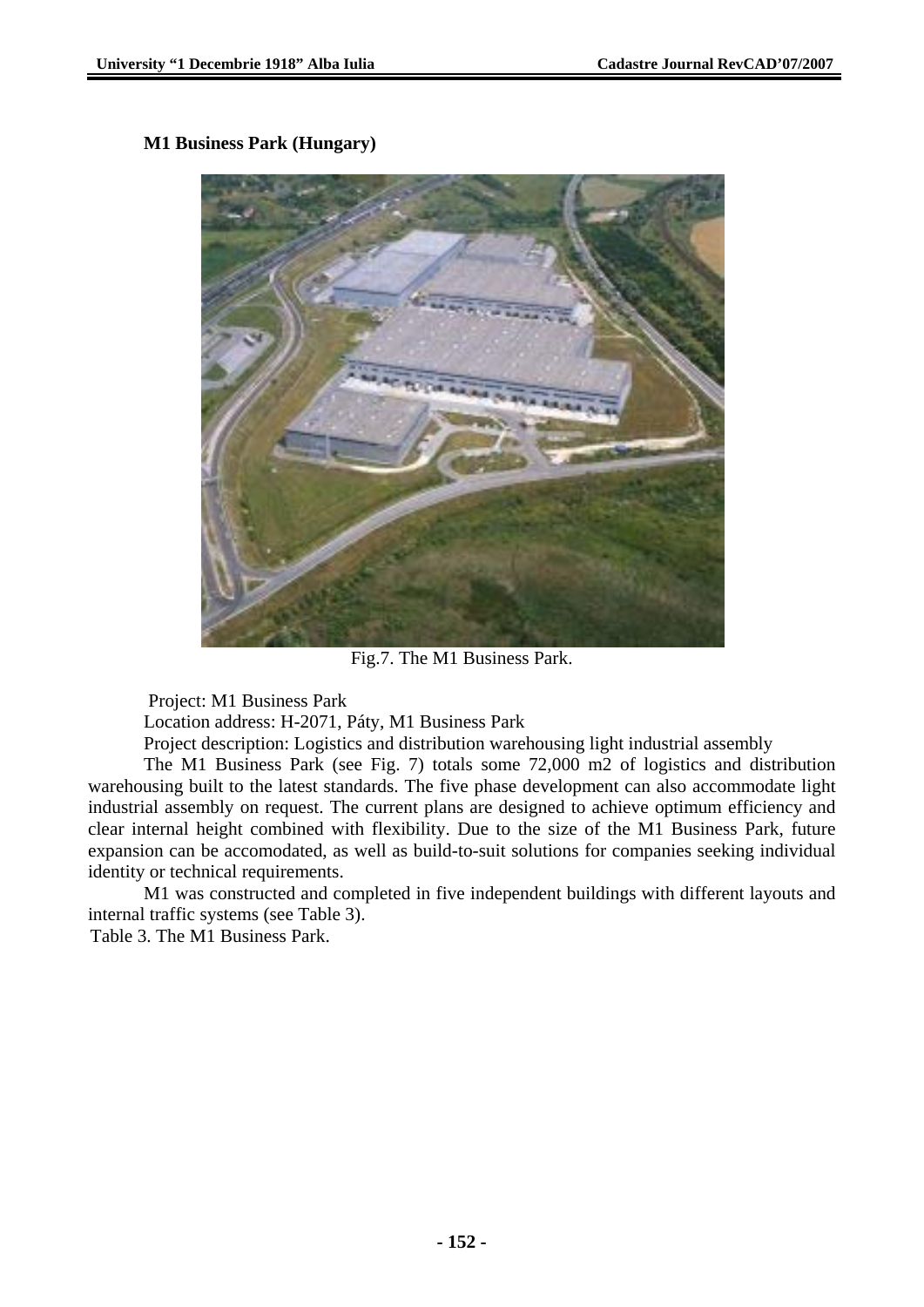**M1 Business Park (Hungary)**

Fig.7. The M1 Business Park.

Project: M1 Business Park

Location address: H-2071, Páty, M1 Business Park

Project description: Logistics and distribution warehousing light industrial assembly

The M1 Business Park (see Fig. 7) totals some 72,000 m2 of logistics and distribution warehousing built to the latest standards. The five phase development can also accommodate light industrial assembly on request. The current plans are designed to achieve optimum efficiency and clear internal height combined with flexibility. Due to the size of the M1 Business Park, future expansion can be accomodated, as well as build-to-suit solutions for companies seeking individual identity or technical requirements.

M1 was constructed and completed in five independent buildings with different layouts and internal traffic systems (see Table 3).

Table 3. The M1 Business Park.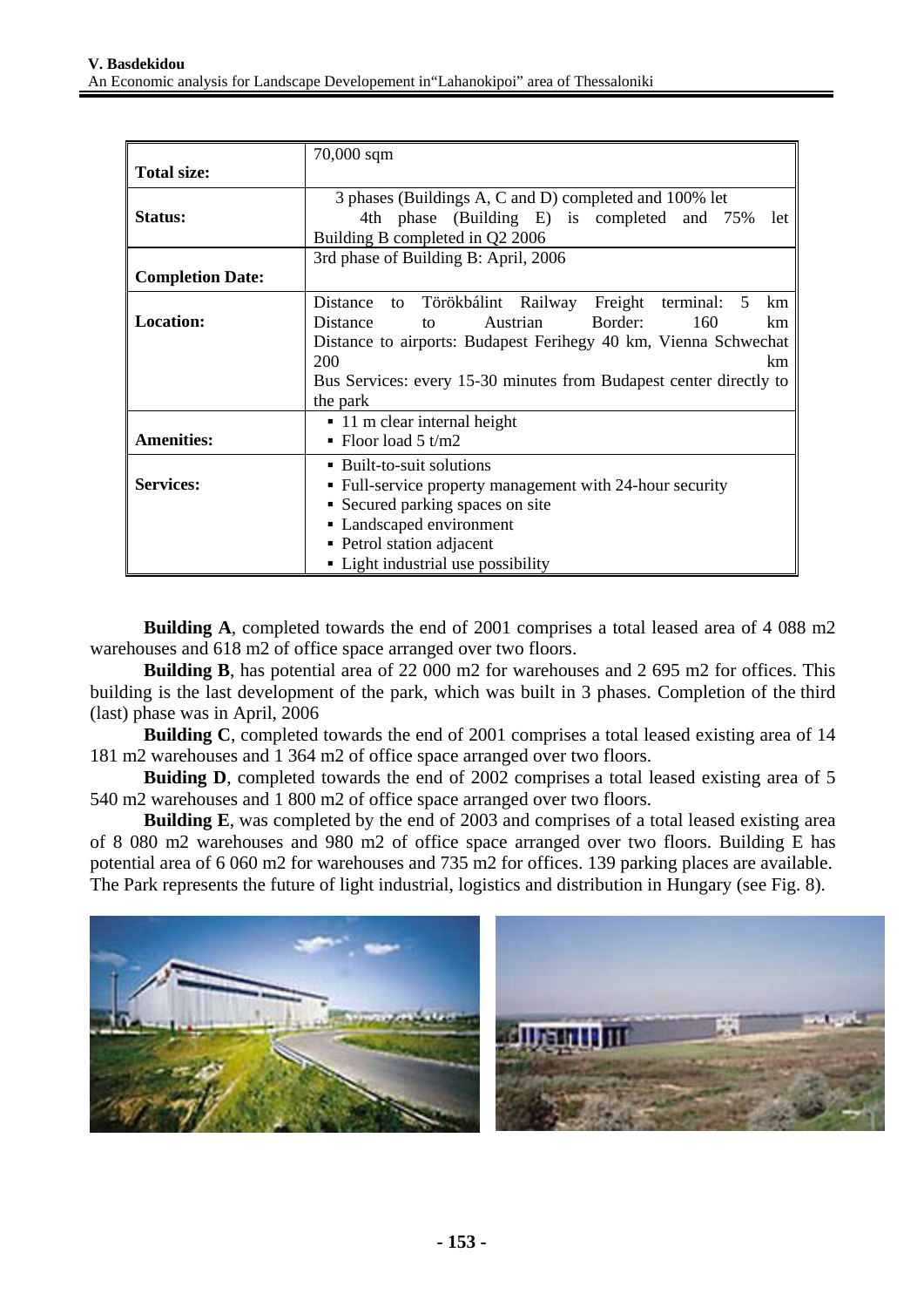| | |
|---|---|
| **Total size:** | 70,000 sqm |
| **Status:** | 3 phases (Buildings A, C and D) completed and 100% let<br>4th phase (Building E) is completed and 75% let<br>Building B completed in Q2 2006 |
| **Completion Date:** | 3rd phase of Building B: April, 2006 |
| **Location:** | Distance to Törökbálint Railway Freight terminal: 5 km<br>Distance to Austrian Border: 160 km<br>Distance to airports: Budapest Ferihegy 40 km, Vienna Schwechat 200 km<br>Bus Services: every 15-30 minutes from Budapest center directly to the park |
| **Amenities:** | ▪ 11 m clear internal height<br>▪ Floor load 5 t/m2 |
| **Services:** | ▪ Built-to-suit solutions<br>▪ Full-service property management with 24-hour security<br>▪ Secured parking spaces on site<br>▪ Landscaped environment<br>▪ Petrol station adjacent<br>▪ Light industrial use possibility |

**Building A**, completed towards the end of 2001 comprises a total leased area of 4 088 m2 warehouses and 618 m2 of office space arranged over two floors.

**Building B**, has potential area of 22 000 m2 for warehouses and 2 695 m2 for offices. This building is the last development of the park, which was built in 3 phases. Completion of the third (last) phase was in April, 2006

**Building C**, completed towards the end of 2001 comprises a total leased existing area of 14 181 m2 warehouses and 1 364 m2 of office space arranged over two floors.

**Buiding D**, completed towards the end of 2002 comprises a total leased existing area of 5 540 m2 warehouses and 1 800 m2 of office space arranged over two floors.

**Building E**, was completed by the end of 2003 and comprises of a total leased existing area of 8 080 m2 warehouses and 980 m2 of office space arranged over two floors. Building E has potential area of 6 060 m2 for warehouses and 735 m2 for offices. 139 parking places are available. The Park represents the future of light industrial, logistics and distribution in Hungary (see Fig. 8).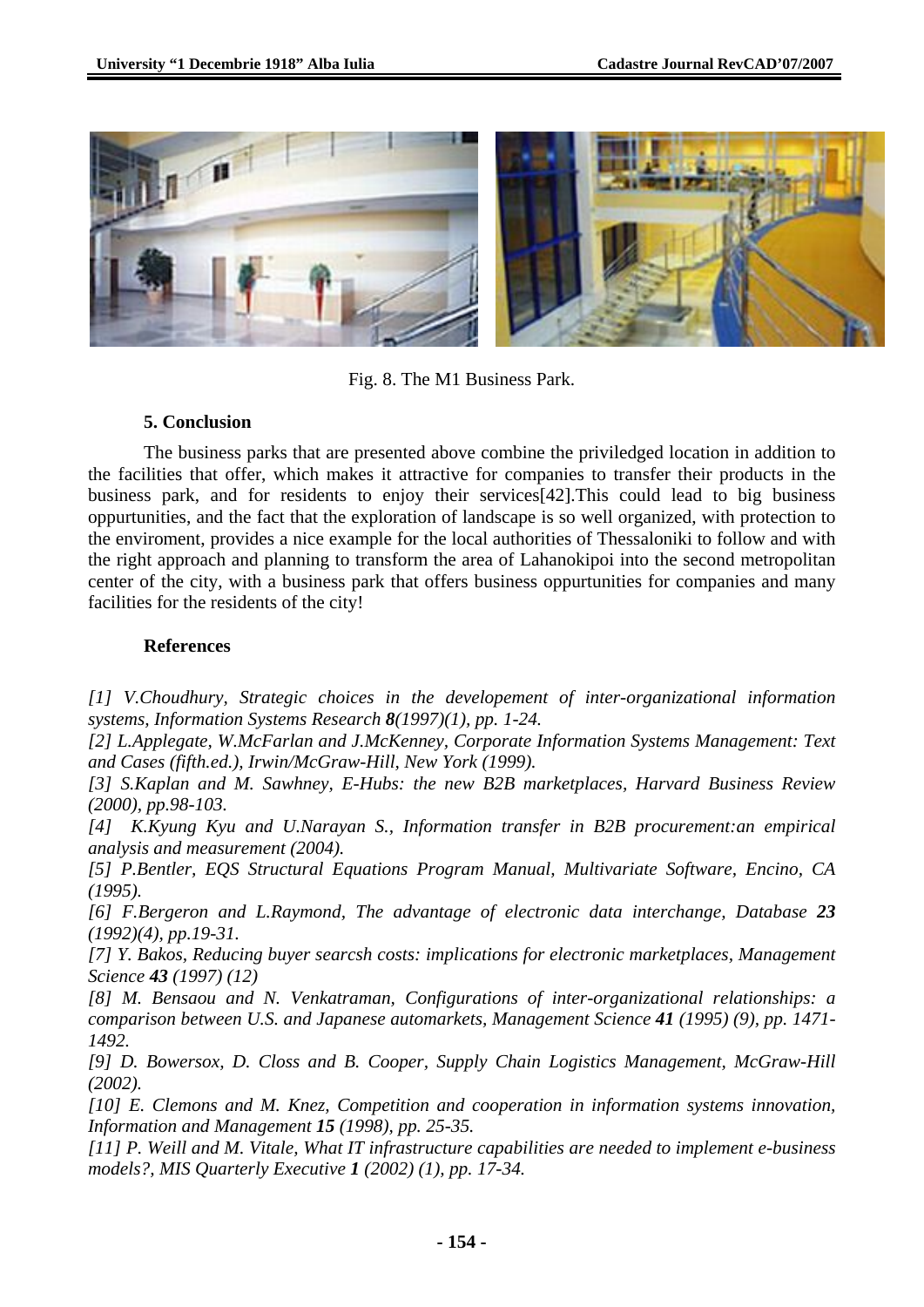Fig. 8. The M1 Business Park.

### 5. Conclusion

The business parks that are presented above combine the priviledged location in addition to the facilities that offer, which makes it attractive for companies to transfer their products in the business park, and for residents to enjoy their services[42].This could lead to big business oppurtunities, and the fact that the exploration of landscape is so well organized, with protection to the enviroment, provides a nice example for the local authorities of Thessaloniki to follow and with the right approach and planning to transform the area of Lahanokipoi into the second metropolitan center of the city, with a business park that offers business oppurtunities for companies and many facilities for the residents of the city!

### References

*[1] V.Choudhury, Strategic choices in the developement of inter-organizational information systems, Information Systems Research **8**(1997)(1), pp. 1-24.*

*[2] L.Applegate, W.McFarlan and J.McKenney, Corporate Information Systems Management: Text and Cases (fifth.ed.), Irwin/McGraw-Hill, New York (1999).*

*[3] S.Kaplan and M. Sawhney, E-Hubs: the new B2B marketplaces, Harvard Business Review (2000), pp.98-103.*

*[4] K.Kyung Kyu and U.Narayan S., Information transfer in B2B procurement:an empirical analysis and measurement (2004).*

*[5] P.Bentler, EQS Structural Equations Program Manual, Multivariate Software, Encino, CA (1995).*

*[6] F.Bergeron and L.Raymond, The advantage of electronic data interchange, Database **23** (1992)(4), pp.19-31.*

*[7] Y. Bakos, Reducing buyer searcsh costs: implications for electronic marketplaces, Management Science **43** (1997) (12)*

*[8] M. Bensaou and N. Venkatraman, Configurations of inter-organizational relationships: a comparison between U.S. and Japanese automarkets, Management Science **41** (1995) (9), pp. 1471-1492.*

*[9] D. Bowersox, D. Closs and B. Cooper, Supply Chain Logistics Management, McGraw-Hill (2002).*

*[10] E. Clemons and M. Knez, Competition and cooperation in information systems innovation, Information and Management **15** (1998), pp. 25-35.*

*[11] P. Weill and M. Vitale, What IT infrastructure capabilities are needed to implement e-business models?, MIS Quarterly Executive **1** (2002) (1), pp. 17-34.*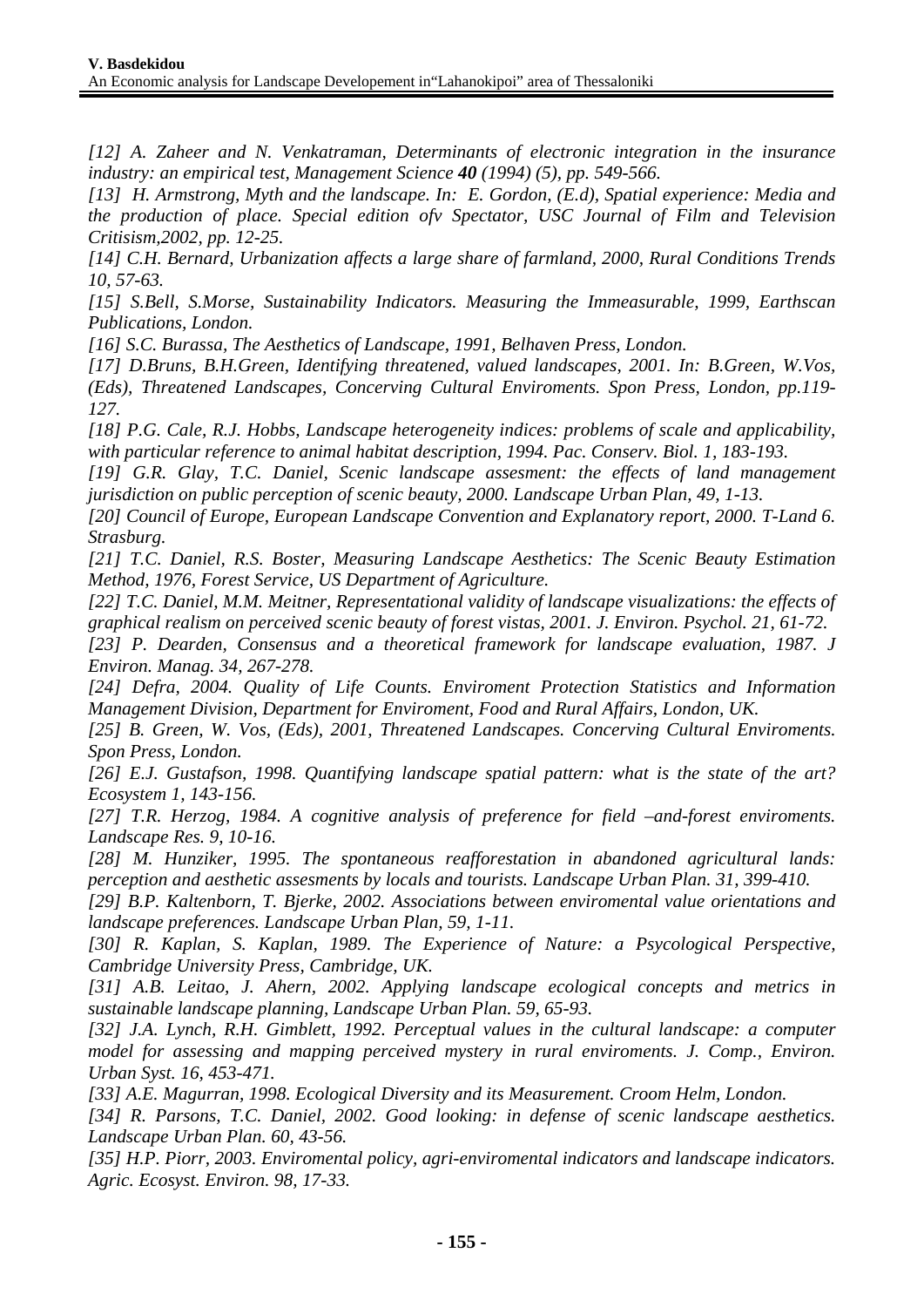*[12] A. Zaheer and N. Venkatraman, Determinants of electronic integration in the insurance industry: an empirical test, Management Science **40** (1994) (5), pp. 549-566.*

*[13] H. Armstrong, Myth and the landscape. In: E. Gordon, (E.d), Spatial experience: Media and the production of place. Special edition ofv Spectator, USC Journal of Film and Television Critisism,2002, pp. 12-25.*

*[14] C.H. Bernard, Urbanization affects a large share of farmland, 2000, Rural Conditions Trends 10, 57-63.*

*[15] S.Bell, S.Morse, Sustainability Indicators. Measuring the Immeasurable, 1999, Earthscan Publications, London.*

*[16] S.C. Burassa, The Aesthetics of Landscape, 1991, Belhaven Press, London.*

*[17] D.Bruns, B.H.Green, Identifying threatened, valued landscapes, 2001. In: B.Green, W.Vos, (Eds), Threatened Landscapes, Concerving Cultural Enviroments. Spon Press, London, pp.119-127.*

*[18] P.G. Cale, R.J. Hobbs, Landscape heterogeneity indices: problems of scale and applicability, with particular reference to animal habitat description, 1994. Pac. Conserv. Biol. 1, 183-193.*

*[19] G.R. Glay, T.C. Daniel, Scenic landscape assesment: the effects of land management jurisdiction on public perception of scenic beauty, 2000. Landscape Urban Plan, 49, 1-13.*

*[20] Council of Europe, European Landscape Convention and Explanatory report, 2000. T-Land 6. Strasburg.*

*[21] T.C. Daniel, R.S. Boster, Measuring Landscape Aesthetics: The Scenic Beauty Estimation Method, 1976, Forest Service, US Department of Agriculture.*

*[22] T.C. Daniel, M.M. Meitner, Representational validity of landscape visualizations: the effects of graphical realism on perceived scenic beauty of forest vistas, 2001. J. Environ. Psychol. 21, 61-72.*

*[23] P. Dearden, Consensus and a theoretical framework for landscape evaluation, 1987. J Environ. Manag. 34, 267-278.*

*[24] Defra, 2004. Quality of Life Counts. Enviroment Protection Statistics and Information Management Division, Department for Enviroment, Food and Rural Affairs, London, UK.*

*[25] B. Green, W. Vos, (Eds), 2001, Threatened Landscapes. Concerving Cultural Enviroments. Spon Press, London.*

*[26] E.J. Gustafson, 1998. Quantifying landscape spatial pattern: what is the state of the art? Ecosystem 1, 143-156.*

*[27] T.R. Herzog, 1984. A cognitive analysis of preference for field –and-forest enviroments. Landscape Res. 9, 10-16.*

*[28] M. Hunziker, 1995. The spontaneous reafforestation in abandoned agricultural lands: perception and aesthetic assesments by locals and tourists. Landscape Urban Plan. 31, 399-410.*

*[29] B.P. Kaltenborn, T. Bjerke, 2002. Associations between enviromental value orientations and landscape preferences. Landscape Urban Plan, 59, 1-11.*

*[30] R. Kaplan, S. Kaplan, 1989. The Experience of Nature: a Psycological Perspective, Cambridge University Press, Cambridge, UK.*

*[31] A.B. Leitao, J. Ahern, 2002. Applying landscape ecological concepts and metrics in sustainable landscape planning, Landscape Urban Plan. 59, 65-93.*

*[32] J.A. Lynch, R.H. Gimblett, 1992. Perceptual values in the cultural landscape: a computer model for assessing and mapping perceived mystery in rural enviroments. J. Comp., Environ. Urban Syst. 16, 453-471.*

*[33] A.E. Magurran, 1998. Ecological Diversity and its Measurement. Croom Helm, London.*

*[34] R. Parsons, T.C. Daniel, 2002. Good looking: in defense of scenic landscape aesthetics. Landscape Urban Plan. 60, 43-56.*

*[35] H.P. Piorr, 2003. Enviromental policy, agri-enviromental indicators and landscape indicators. Agric. Ecosyst. Environ. 98, 17-33.*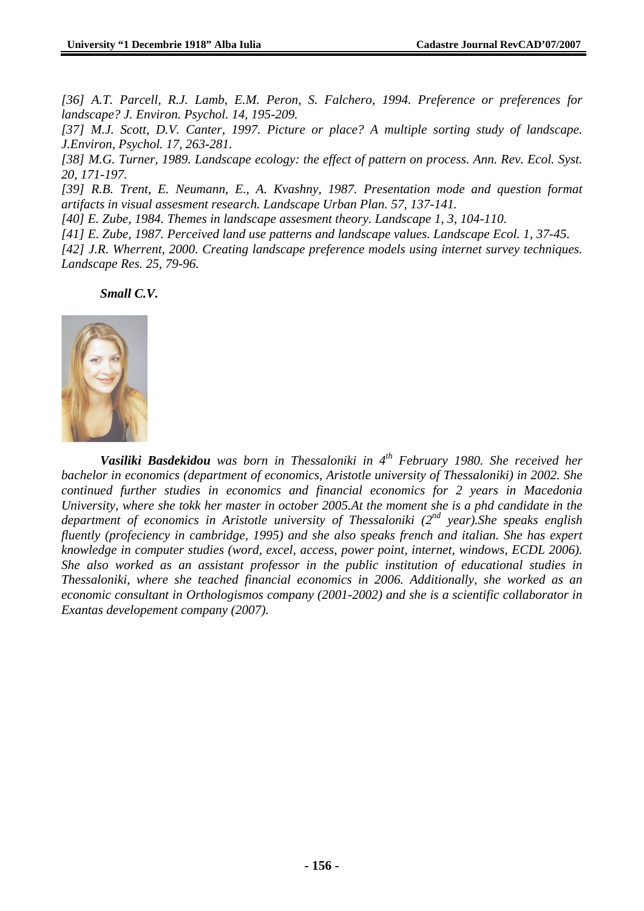*[36] A.T. Parcell, R.J. Lamb, E.M. Peron, S. Falchero, 1994. Preference or preferences for landscape? J. Environ. Psychol. 14, 195-209.*

*[37] M.J. Scott, D.V. Canter, 1997. Picture or place? A multiple sorting study of landscape. J.Environ, Psychol. 17, 263-281.*

*[38] M.G. Turner, 1989. Landscape ecology: the effect of pattern on process. Ann. Rev. Ecol. Syst. 20, 171-197.*

*[39] R.B. Trent, E. Neumann, E., A. Kvashny, 1987. Presentation mode and question format artifacts in visual assesment research. Landscape Urban Plan. 57, 137-141.*

*[40] E. Zube, 1984. Themes in landscape assesment theory. Landscape 1, 3, 104-110.*

*[41] E. Zube, 1987. Perceived land use patterns and landscape values. Landscape Ecol. 1, 37-45.*

*[42] J.R. Wherrent, 2000. Creating landscape preference models using internet survey techniques. Landscape Res. 25, 79-96.*

***Small C.V.***

***Vasiliki Basdekidou** was born in Thessaloniki in 4th February 1980. She received her bachelor in economics (department of economics, Aristotle university of Thessaloniki) in 2002. She continued further studies in economics and financial economics for 2 years in Macedonia University, where she tokk her master in october 2005.At the moment she is a phd candidate in the department of economics in Aristotle university of Thessaloniki (2nd year).She speaks english fluently (profeciency in cambridge, 1995) and she also speaks french and italian. She has expert knowledge in computer studies (word, excel, access, power point, internet, windows, ECDL 2006). She also worked as an assistant professor in the public institution of educational studies in Thessaloniki, where she teached financial economics in 2006. Additionally, she worked as an economic consultant in Orthologismos company (2001-2002) and she is a scientific collaborator in Exantas developement company (2007).*